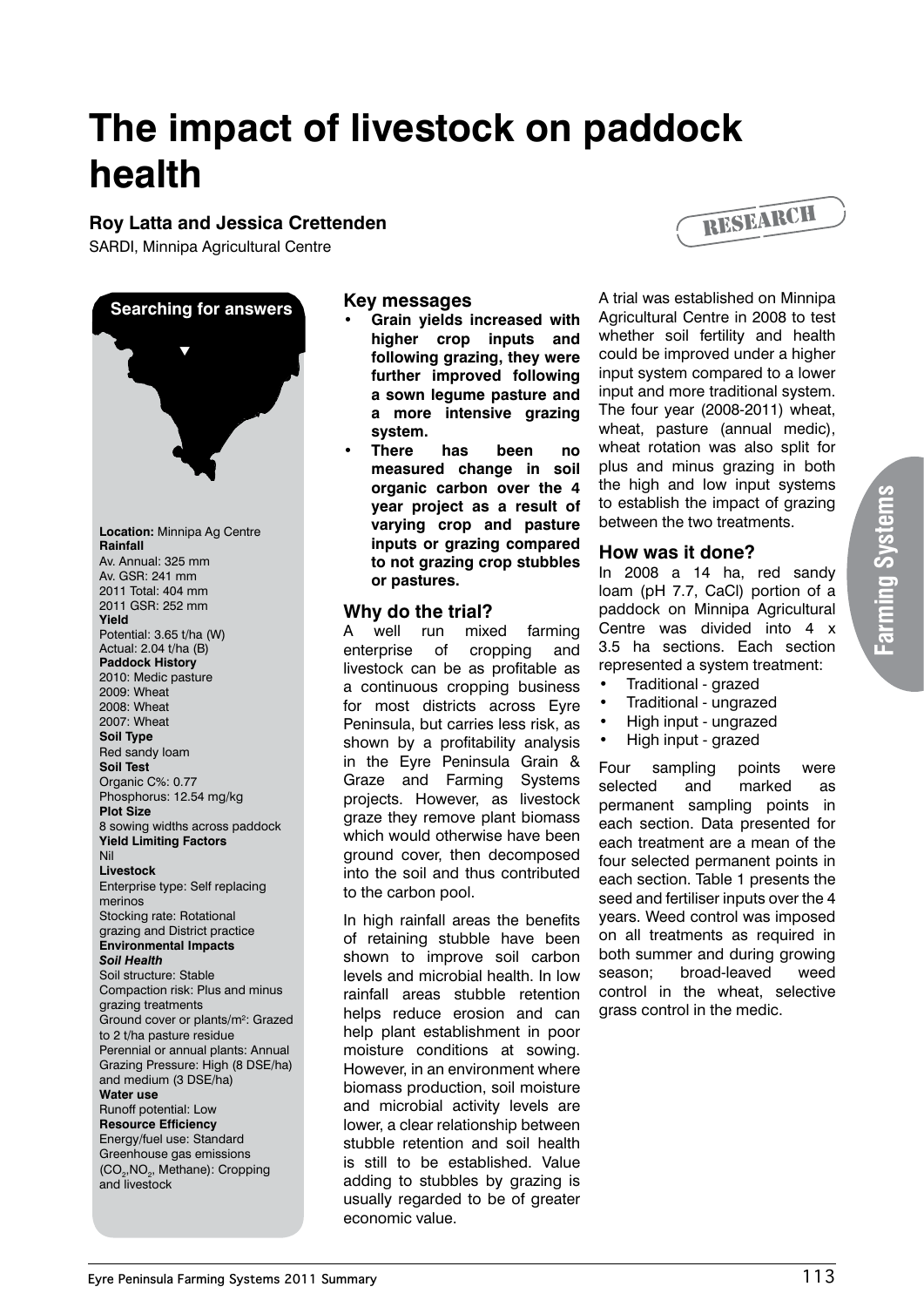# The impact of livestock on paddock health

**Roy Latta and Jessica Crettenden**

SARDI, Minnipa Agricultural Centre

RESEARCH

**Searching for answers**

**Location:** Minnipa Ag Centre
**Rainfall**
Av. Annual: 325 mm
Av. GSR: 241 mm
2011 Total: 404 mm
2011 GSR: 252 mm
**Yield**
Potential: 3.65 t/ha (W)
Actual: 2.04 t/ha (B)
**Paddock History**
2010: Medic pasture
2009: Wheat
2008: Wheat
2007: Wheat
**Soil Type**
Red sandy loam
**Soil Test**
Organic C%: 0.77
Phosphorus: 12.54 mg/kg
**Plot Size**
8 sowing widths across paddock
**Yield Limiting Factors**
Nil
**Livestock**
Enterprise type: Self replacing merinos
Stocking rate: Rotational grazing and District practice
**Environmental Impacts**
***Soil Health***
Soil structure: Stable
Compaction risk: Plus and minus grazing treatments
Ground cover or plants/m²: Grazed to 2 t/ha pasture residue
Perennial or annual plants: Annual
Grazing Pressure: High (8 DSE/ha) and medium (3 DSE/ha)
**Water use**
Runoff potential: Low
**Resource Efficiency**
Energy/fuel use: Standard
Greenhouse gas emissions ($CO_2$,$NO_2$, Methane): Cropping and livestock

## Key messages

- **Grain yields increased with higher crop inputs and following grazing, they were further improved following a sown legume pasture and a more intensive grazing system.**
- **There has been no measured change in soil organic carbon over the 4 year project as a result of varying crop and pasture inputs or grazing compared to not grazing crop stubbles or pastures.**

## Why do the trial?

A well run mixed farming enterprise of cropping and livestock can be as profitable as a continuous cropping business for most districts across Eyre Peninsula, but carries less risk, as shown by a profitability analysis in the Eyre Peninsula Grain & Graze and Farming Systems projects. However, as livestock graze they remove plant biomass which would otherwise have been ground cover, then decomposed into the soil and thus contributed to the carbon pool.

In high rainfall areas the benefits of retaining stubble have been shown to improve soil carbon levels and microbial health. In low rainfall areas stubble retention helps reduce erosion and can help plant establishment in poor moisture conditions at sowing. However, in an environment where biomass production, soil moisture and microbial activity levels are lower, a clear relationship between stubble retention and soil health is still to be established. Value adding to stubbles by grazing is usually regarded to be of greater economic value.

A trial was established on Minnipa Agricultural Centre in 2008 to test whether soil fertility and health could be improved under a higher input system compared to a lower input and more traditional system. The four year (2008-2011) wheat, wheat, pasture (annual medic), wheat rotation was also split for plus and minus grazing in both the high and low input systems to establish the impact of grazing between the two treatments.

## How was it done?

In 2008 a 14 ha, red sandy loam (pH 7.7, CaCl) portion of a paddock on Minnipa Agricultural Centre was divided into 4 x 3.5 ha sections. Each section represented a system treatment:

- Traditional - grazed
- Traditional - ungrazed
- High input - ungrazed
- High input - grazed

Four sampling points were selected and marked as permanent sampling points in each section. Data presented for each treatment are a mean of the four selected permanent points in each section. Table 1 presents the seed and fertiliser inputs over the 4 years. Weed control was imposed on all treatments as required in both summer and during growing season; broad-leaved weed control in the wheat, selective grass control in the medic.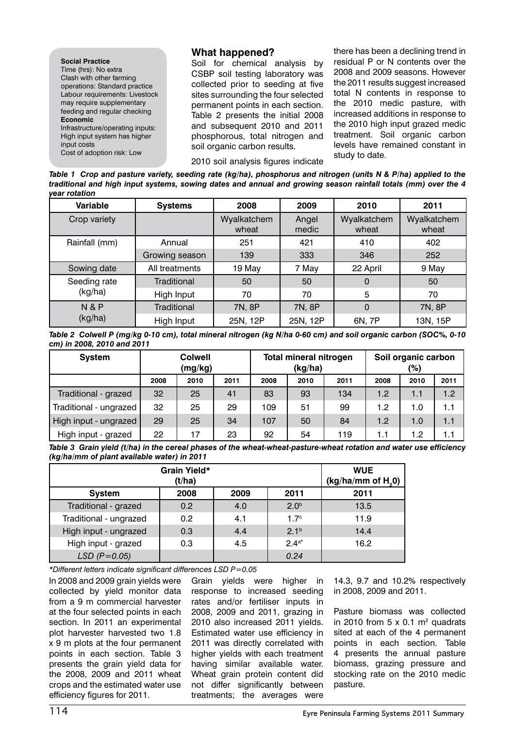**Social Practice**
Time (hrs): No extra
Clash with other farming operations: Standard practice
Labour requirements: Livestock may require supplementary feeding and regular checking
**Economic**
Infrastructure/operating inputs: High input system has higher input costs
Cost of adoption risk: Low

## What happened?

Soil for chemical analysis by CSBP soil testing laboratory was collected prior to seeding at five sites surrounding the four selected permanent points in each section. Table 2 presents the initial 2008 and subsequent 2010 and 2011 phosphorous, total nitrogen and soil organic carbon results.

2010 soil analysis figures indicate there has been a declining trend in residual P or N contents over the 2008 and 2009 seasons. However the 2011 results suggest increased total N contents in response to the 2010 medic pasture, with increased additions in response to the 2010 high input grazed medic treatment. Soil organic carbon levels have remained constant in study to date.

***Table 1** Crop and pasture variety, seeding rate (kg/ha), phosphorus and nitrogen (units N & P/ha) applied to the traditional and high input systems, sowing dates and annual and growing season rainfall totals (mm) over the 4 year rotation*

| Variable | Systems | 2008 | 2009 | 2010 | 2011 |
|---|---|---|---|---|---|
| Crop variety | | Wyalkatchem wheat | Angel medic | Wyalkatchem wheat | Wyalkatchem wheat |
| Rainfall (mm) | Annual | 251 | 421 | 410 | 402 |
| | Growing season | 139 | 333 | 346 | 252 |
| Sowing date | All treatments | 19 May | 7 May | 22 April | 9 May |
| Seeding rate (kg/ha) | Traditional | 50 | 50 | 0 | 50 |
| | High Input | 70 | 70 | 5 | 70 |
| N & P (kg/ha) | Traditional | 7N, 8P | 7N, 8P | 0 | 7N, 8P |
| | High Input | 25N, 12P | 25N, 12P | 6N, 7P | 13N, 15P |

***Table 2** Colwell P (mg/kg 0-10 cm), total mineral nitrogen (kg N/ha 0-60 cm) and soil organic carbon (SOC%, 0-10 cm) in 2008, 2010 and 2011*

| System | Colwell (mg/kg) | | | Total mineral nitrogen (kg/ha) | | | Soil organic carbon (%) | | |
|---|---|---|---|---|---|---|---|---|---|
| | 2008 | 2010 | 2011 | 2008 | 2010 | 2011 | 2008 | 2010 | 2011 |
| Traditional - grazed | 32 | 25 | 41 | 83 | 93 | 134 | 1.2 | 1.1 | 1.2 |
| Traditional - ungrazed | 32 | 25 | 29 | 109 | 51 | 99 | 1.2 | 1.0 | 1.1 |
| High input - ungrazed | 29 | 25 | 34 | 107 | 50 | 84 | 1.2 | 1.0 | 1.1 |
| High input - grazed | 22 | 17 | 23 | 92 | 54 | 119 | 1.1 | 1.2 | 1.1 |

***Table 3** Grain yield (t/ha) in the cereal phases of the wheat-wheat-pasture-wheat rotation and water use efficiency (kg/ha/mm of plant available water) in 2011*

| Grain Yield* (t/ha) | | | | WUE (kg/ha/mm of $H_2O$) |
|---|---|---|---|---|
| System | 2008 | 2009 | 2011 | 2011 |
| Traditional - grazed | 0.2 | 4.0 | 2.0[b] | 13.5 |
| Traditional - ungrazed | 0.2 | 4.1 | 1.7[c] | 11.9 |
| High input - ungrazed | 0.3 | 4.4 | 2.1[b] | 14.4 |
| High input - grazed | 0.3 | 4.5 | 2.4[a*] | 16.2 |
| *LSD (P=0.05)* | | | *0.24* | |

**Different letters indicate significant differences LSD P=0.05*

In 2008 and 2009 grain yields were collected by yield monitor data from a 9 m commercial harvester at the four selected points in each section. In 2011 an experimental plot harvester harvested two 1.8 x 9 m plots at the four permanent points in each section. Table 3 presents the grain yield data for the 2008, 2009 and 2011 wheat crops and the estimated water use efficiency figures for 2011.

Grain yields were higher in response to increased seeding rates and/or fertiliser inputs in 2008, 2009 and 2011, grazing in 2010 also increased 2011 yields. Estimated water use efficiency in 2011 was directly correlated with higher yields with each treatment having similar available water. Wheat grain protein content did not differ significantly between treatments; the averages were 14.3, 9.7 and 10.2% respectively in 2008, 2009 and 2011.

Pasture biomass was collected in 2010 from 5 x 0.1 $m^2$ quadrats sited at each of the 4 permanent points in each section. Table 4 presents the annual pasture biomass, grazing pressure and stocking rate on the 2010 medic pasture.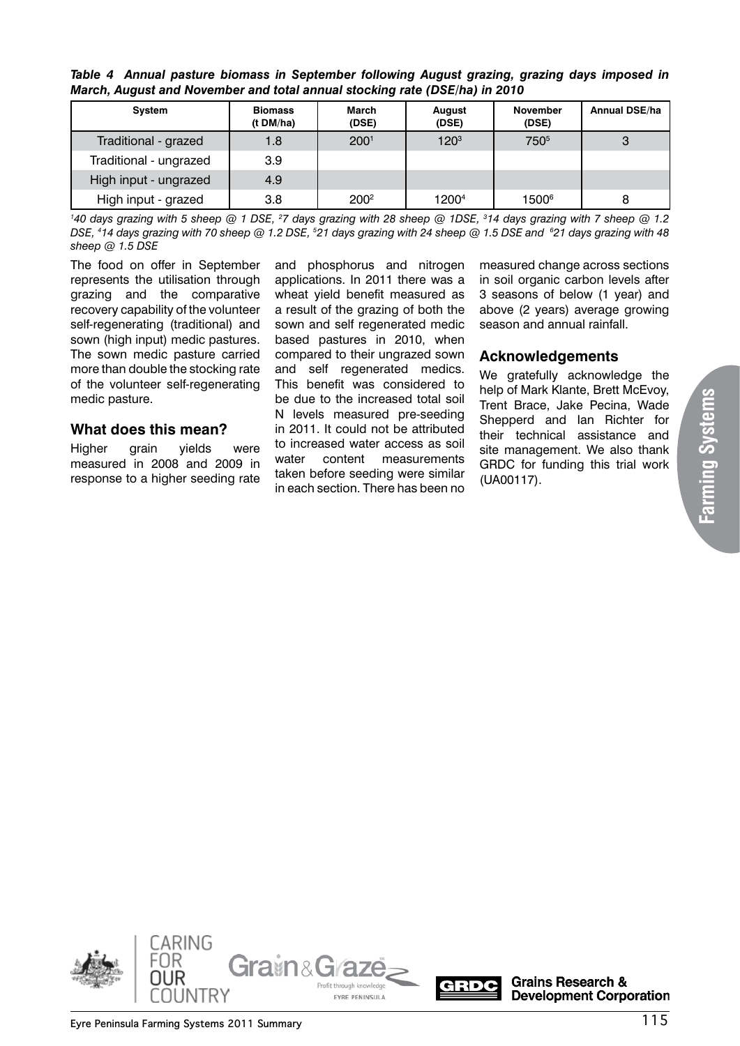***Table 4 Annual pasture biomass in September following August grazing, grazing days imposed in March, August and November and total annual stocking rate (DSE/ha) in 2010***

| System | Biomass (t DM/ha) | March (DSE) | August (DSE) | November (DSE) | Annual DSE/ha |
|---|---|---|---|---|---|
| Traditional - grazed | 1.8 | 200[1] | 120[3] | 750[5] | 3 |
| Traditional - ungrazed | 3.9 | | | | |
| High input - ungrazed | 4.9 | | | | |
| High input - grazed | 3.8 | 200[2] | 1200[4] | 1500[6] | 8 |

*[1]40 days grazing with 5 sheep @ 1 DSE, [2]7 days grazing with 28 sheep @ 1DSE, [3]14 days grazing with 7 sheep @ 1.2 DSE, [4]14 days grazing with 70 sheep @ 1.2 DSE, [5]21 days grazing with 24 sheep @ 1.5 DSE and [6]21 days grazing with 48 sheep @ 1.5 DSE*

The food on offer in September represents the utilisation through grazing and the comparative recovery capability of the volunteer self-regenerating (traditional) and sown (high input) medic pastures. The sown medic pasture carried more than double the stocking rate of the volunteer self-regenerating medic pasture.

## What does this mean?

Higher grain yields were measured in 2008 and 2009 in response to a higher seeding rate and phosphorus and nitrogen applications. In 2011 there was a wheat yield benefit measured as a result of the grazing of both the sown and self regenerated medic based pastures in 2010, when compared to their ungrazed sown and self regenerated medics. This benefit was considered to be due to the increased total soil N levels measured pre-seeding in 2011. It could not be attributed to increased water access as soil water content measurements taken before seeding were similar in each section. There has been no measured change across sections in soil organic carbon levels after 3 seasons of below (1 year) and above (2 years) average growing season and annual rainfall.

## Acknowledgements

We gratefully acknowledge the help of Mark Klante, Brett McEvoy, Trent Brace, Jake Pecina, Wade Shepperd and Ian Richter for their technical assistance and site management. We also thank GRDC for funding this trial work (UA00117).